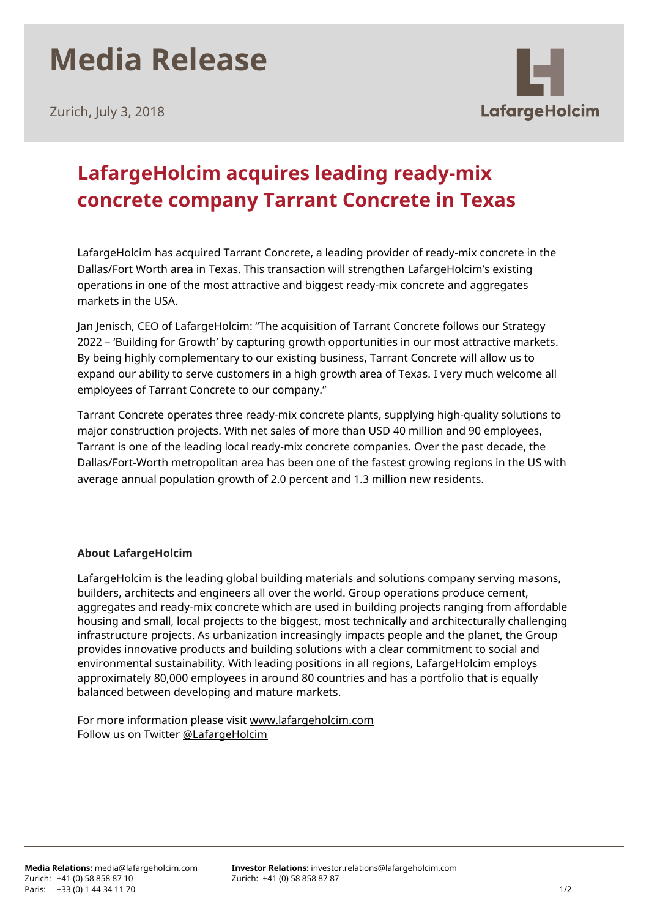# Media Release

Zurich, July 3, 2018

## LafargeHolcim acquires leading ready-mix concrete company Tarrant Concrete in Texas

LafargeHolcim has acquired Tarrant Concrete, a leading provider of ready-mix concrete in the Dallas/Fort Worth area in Texas. This transaction will strengthen LafargeHolcim's existing operations in one of the most attractive and biggest ready-mix concrete and aggregates markets in the USA.

Jan Jenisch, CEO of LafargeHolcim: "The acquisition of Tarrant Concrete follows our Strategy 2022 – 'Building for Growth' by capturing growth opportunities in our most attractive markets. By being highly complementary to our existing business, Tarrant Concrete will allow us to expand our ability to serve customers in a high growth area of Texas. I very much welcome all employees of Tarrant Concrete to our company."

Tarrant Concrete operates three ready-mix concrete plants, supplying high-quality solutions to major construction projects. With net sales of more than USD 40 million and 90 employees, Tarrant is one of the leading local ready-mix concrete companies. Over the past decade, the Dallas/Fort-Worth metropolitan area has been one of the fastest growing regions in the US with average annual population growth of 2.0 percent and 1.3 million new residents.

**About LafargeHolcim**

LafargeHolcim is the leading global building materials and solutions company serving masons, builders, architects and engineers all over the world. Group operations produce cement, aggregates and ready-mix concrete which are used in building projects ranging from affordable housing and small, local projects to the biggest, most technically and architecturally challenging infrastructure projects. As urbanization increasingly impacts people and the planet, the Group provides innovative products and building solutions with a clear commitment to social and environmental sustainability. With leading positions in all regions, LafargeHolcim employs approximately 80,000 employees in around 80 countries and has a portfolio that is equally balanced between developing and mature markets.

For more information please visit www.lafargeholcim.com
Follow us on Twitter @LafargeHolcim

**Media Relations:** media@lafargeholcim.com
Zurich: +41 (0) 58 858 87 10
Paris: +33 (0) 1 44 34 11 70

**Investor Relations:** investor.relations@lafargeholcim.com
Zurich: +41 (0) 58 858 87 87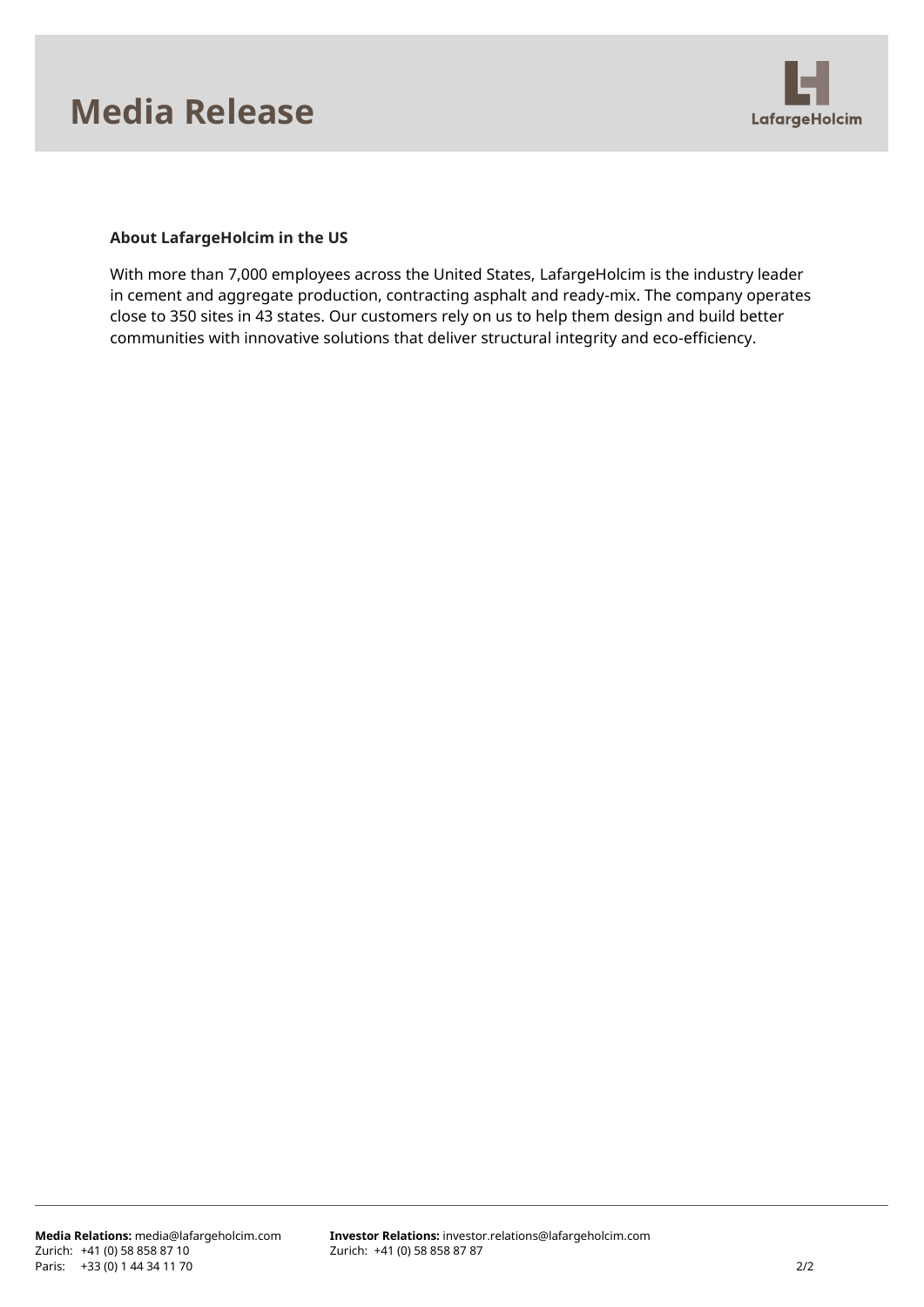**About LafargeHolcim in the US**

With more than 7,000 employees across the United States, LafargeHolcim is the industry leader in cement and aggregate production, contracting asphalt and ready-mix. The company operates close to 350 sites in 43 states. Our customers rely on us to help them design and build better communities with innovative solutions that deliver structural integrity and eco-efficiency.

**Media Relations:** media@lafargeholcim.com
Zurich: +41 (0) 58 858 87 10
Paris: +33 (0) 1 44 34 11 70

**Investor Relations:** investor.relations@lafargeholcim.com
Zurich: +41 (0) 58 858 87 87